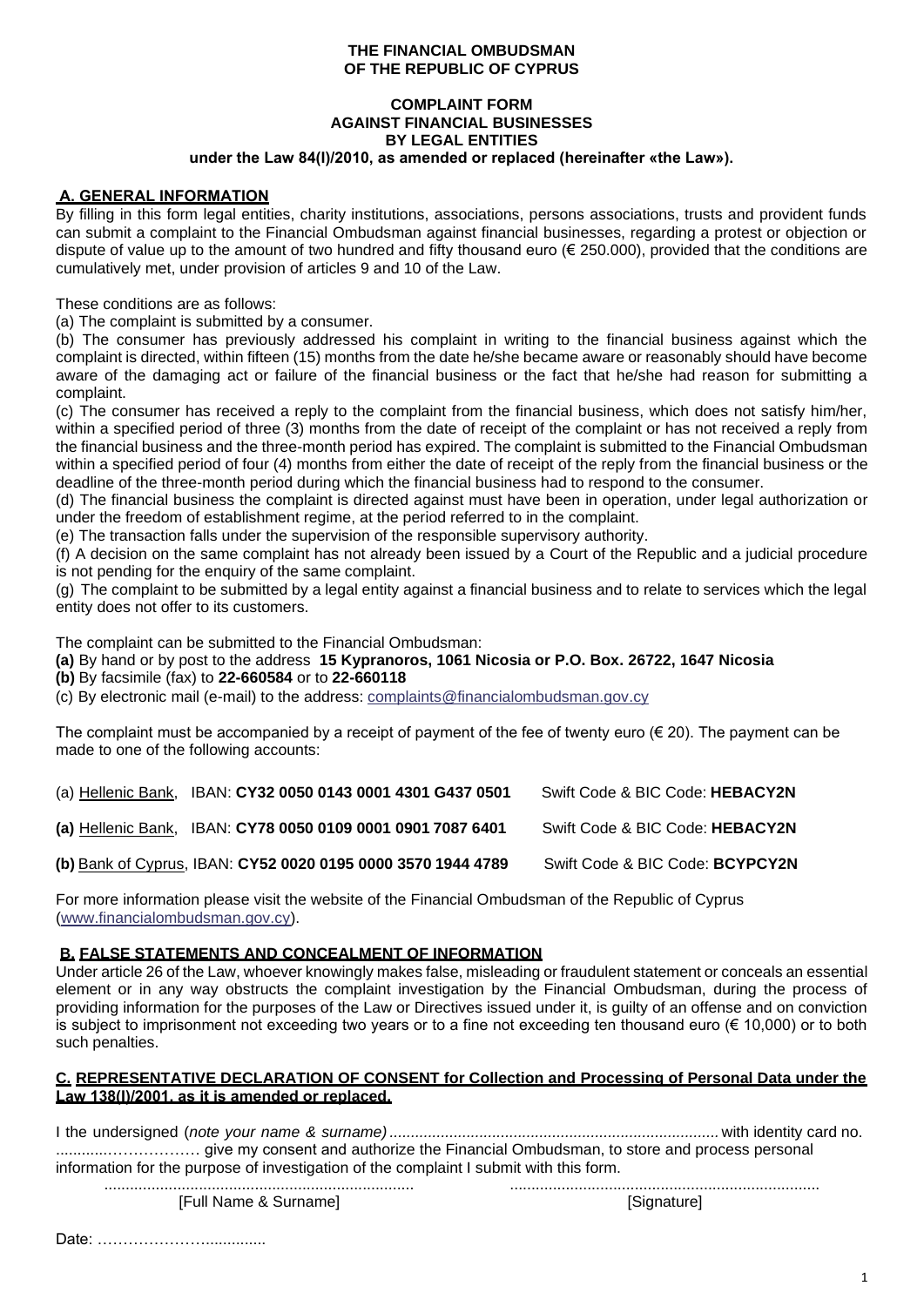**THE FINANCIAL OMBUDSMAN**
**OF THE REPUBLIC OF CYPRUS**

**COMPLAINT FORM**
**AGAINST FINANCIAL BUSINESSES**
**BY LEGAL ENTITIES**
**under the Law 84(I)/2010, as amended or replaced (hereinafter «the Law»).**

## A. GENERAL INFORMATION

By filling in this form legal entities, charity institutions, associations, persons associations, trusts and provident funds can submit a complaint to the Financial Ombudsman against financial businesses, regarding a protest or objection or dispute of value up to the amount of two hundred and fifty thousand euro (€ 250.000), provided that the conditions are cumulatively met, under provision of articles 9 and 10 of the Law.

These conditions are as follows:

(a) The complaint is submitted by a consumer.

(b) The consumer has previously addressed his complaint in writing to the financial business against which the complaint is directed, within fifteen (15) months from the date he/she became aware or reasonably should have become aware of the damaging act or failure of the financial business or the fact that he/she had reason for submitting a complaint.

(c) The consumer has received a reply to the complaint from the financial business, which does not satisfy him/her, within a specified period of three (3) months from the date of receipt of the complaint or has not received a reply from the financial business and the three-month period has expired. The complaint is submitted to the Financial Ombudsman within a specified period of four (4) months from either the date of receipt of the reply from the financial business or the deadline of the three-month period during which the financial business had to respond to the consumer.

(d) The financial business the complaint is directed against must have been in operation, under legal authorization or under the freedom of establishment regime, at the period referred to in the complaint.

(e) The transaction falls under the supervision of the responsible supervisory authority.

(f) A decision on the same complaint has not already been issued by a Court of the Republic and a judicial procedure is not pending for the enquiry of the same complaint.

(g) The complaint to be submitted by a legal entity against a financial business and to relate to services which the legal entity does not offer to its customers.

The complaint can be submitted to the Financial Ombudsman:

**(a)** By hand or by post to the address **15 Kypranoros, 1061 Nicosia or P.O. Box. 26722, 1647 Nicosia**

**(b)** By facsimile (fax) to **22-660584** or to **22-660118**

(c) By electronic mail (e-mail) to the address: complaints@financialombudsman.gov.cy

The complaint must be accompanied by a receipt of payment of the fee of twenty euro (€ 20). The payment can be made to one of the following accounts:

(a) Hellenic Bank, IBAN: **CY32 0050 0143 0001 4301 G437 0501** Swift Code & BIC Code: **HEBACY2N**

**(a)** Hellenic Bank, IBAN: **CY78 0050 0109 0001 0901 7087 6401** Swift Code & BIC Code: **HEBACY2N**

**(b)** Bank of Cyprus, IBAN: **CY52 0020 0195 0000 3570 1944 4789** Swift Code & BIC Code: **BCYPCY2N**

For more information please visit the website of the Financial Ombudsman of the Republic of Cyprus (www.financialombudsman.gov.cy).

## B. FALSE STATEMENTS AND CONCEALMENT OF INFORMATION

Under article 26 of the Law, whoever knowingly makes false, misleading or fraudulent statement or conceals an essential element or in any way obstructs the complaint investigation by the Financial Ombudsman, during the process of providing information for the purposes of the Law or Directives issued under it, is guilty of an offense and on conviction is subject to imprisonment not exceeding two years or to a fine not exceeding ten thousand euro (€ 10,000) or to both such penalties.

## C. REPRESENTATIVE DECLARATION OF CONSENT for Collection and Processing of Personal Data under the Law 138(I)/2001, as it is amended or replaced.

I the undersigned (*note your name & surname*)............................................................................ with identity card no. ............……………… give my consent and authorize the Financial Ombudsman, to store and process personal information for the purpose of investigation of the complaint I submit with this form.

........................................................................ ........................................................................
[Full Name & Surname] [Signature]

Date: …………………..............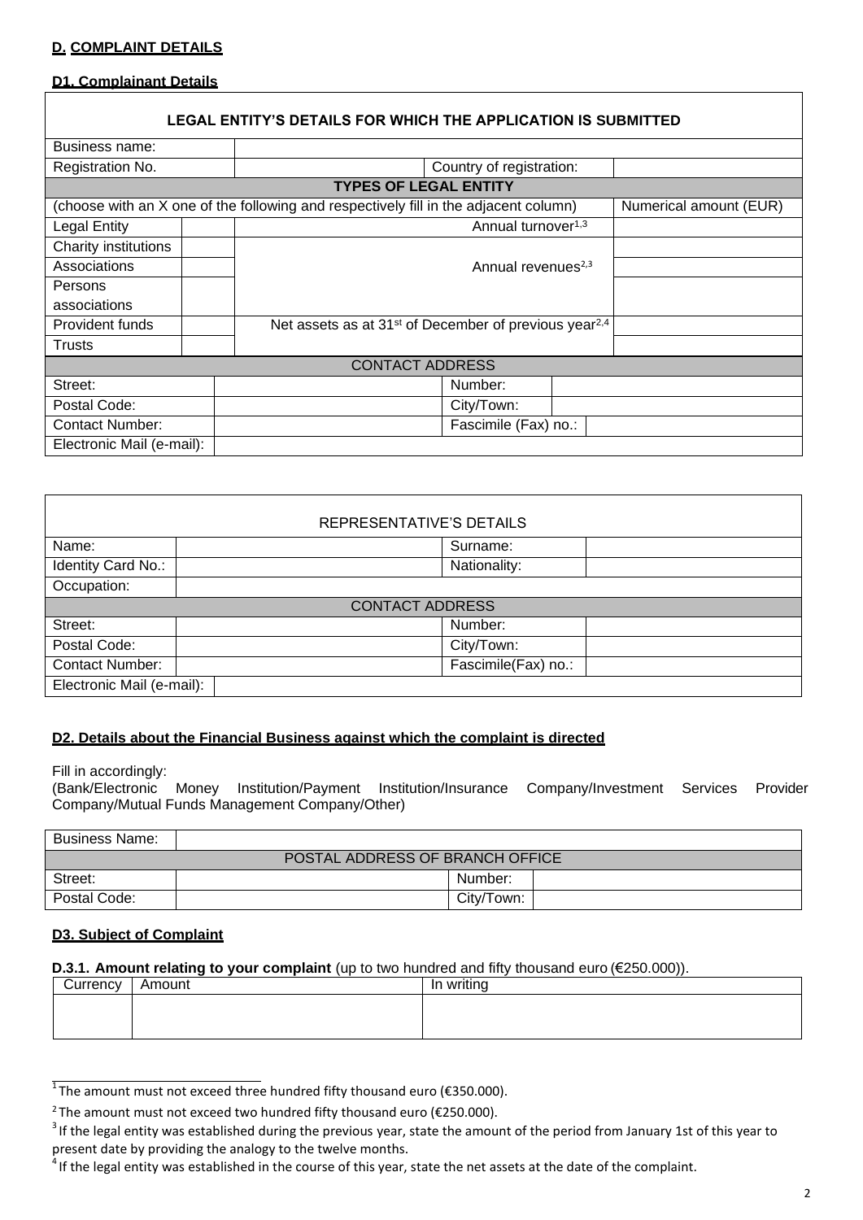## D. COMPLAINT DETAILS

### D1. Complainant Details

| LEGAL ENTITY'S DETAILS FOR WHICH THE APPLICATION IS SUBMITTED | | | |
|---|---|---|---|
| Business name: | | | |
| Registration No. | | Country of registration: | |
| **TYPES OF LEGAL ENTITY** | | | |
| (choose with an X one of the following and respectively fill in the adjacent column) | | | Numerical amount (EUR) |
| Legal Entity | | Annual turnover[1,3] | |
| Charity institutions | | Annual revenues[2,3] | |
| Associations | | | |
| Persons associations | | | |
| Provident funds | | Net assets as at 31st of December of previous year[2,4] | |
| Trusts | | | |

| CONTACT ADDRESS | | | |
|---|---|---|---|
| Street: | | Number: | |
| Postal Code: | | City/Town: | |
| Contact Number: | | Fascimile (Fax) no.: | |
| Electronic Mail (e-mail): | | | |

| REPRESENTATIVE'S DETAILS | | | |
|---|---|---|---|
| Name: | | Surname: | |
| Identity Card No.: | | Nationality: | |
| Occupation: | | | |
| **CONTACT ADDRESS** | | | |
| Street: | | Number: | |
| Postal Code: | | City/Town: | |
| Contact Number: | | Fascimile(Fax) no.: | |
| Electronic Mail (e-mail): | | | |

### D2. Details about the Financial Business against which the complaint is directed

Fill in accordingly:
(Bank/Electronic Money Institution/Payment Institution/Insurance Company/Investment Services Provider Company/Mutual Funds Management Company/Other)

| Business Name: | | | |
|---|---|---|---|
| POSTAL ADDRESS OF BRANCH OFFICE | | | |
| Street: | | Number: | |
| Postal Code: | | City/Town: | |

### D3. Subject of Complaint

**D.3.1. Amount relating to your complaint** (up to two hundred and fifty thousand euro (€250.000)).

| Currency | Amount | In writing |
|---|---|---|
| | | |

---

[1] The amount must not exceed three hundred fifty thousand euro (€350.000).

[2] The amount must not exceed two hundred fifty thousand euro (€250.000).

[3] If the legal entity was established during the previous year, state the amount of the period from January 1st of this year to present date by providing the analogy to the twelve months.

[4] If the legal entity was established in the course of this year, state the net assets at the date of the complaint.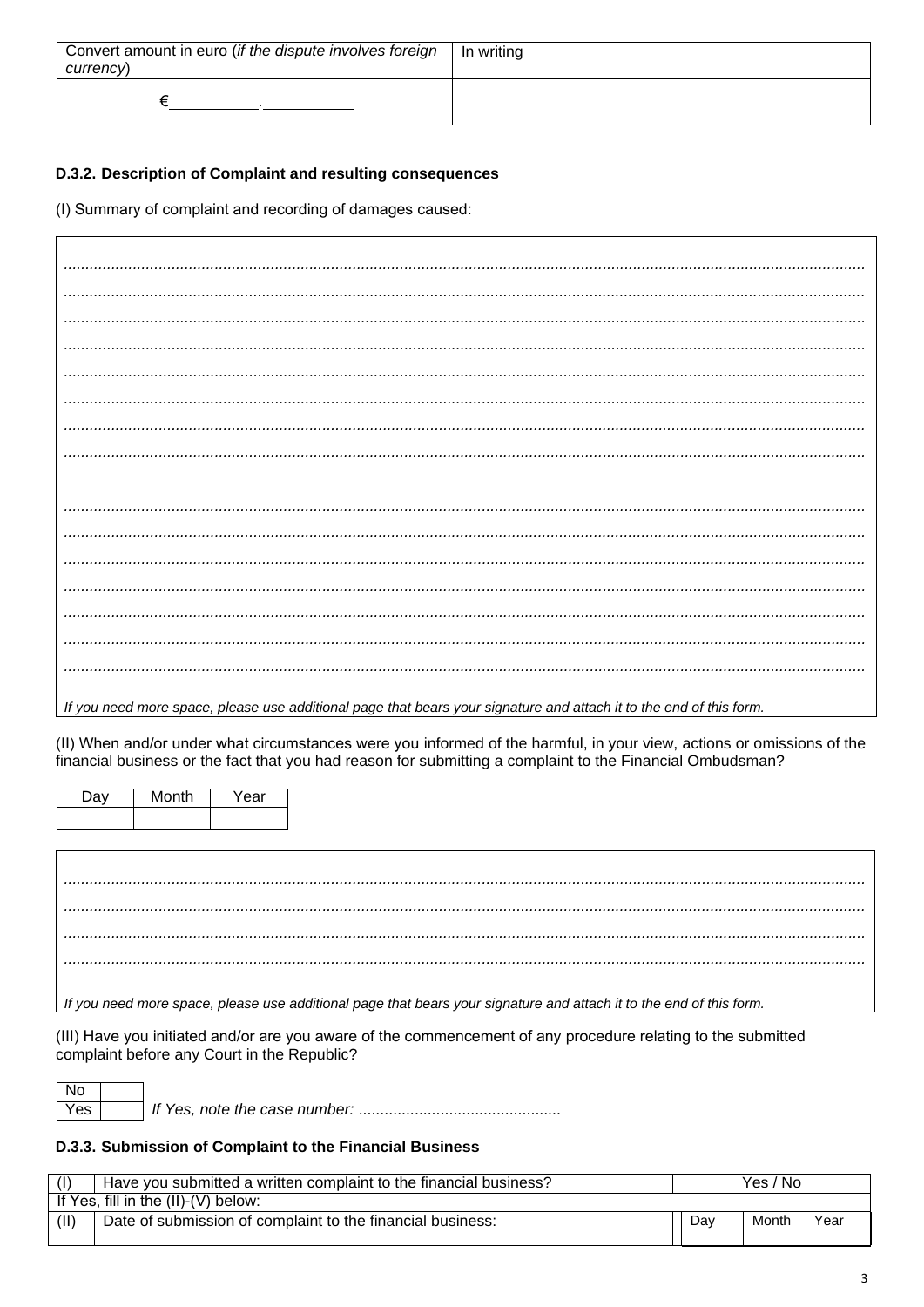| Convert amount in euro (*if the dispute involves foreign currency*) | In writing |
| --- | --- |
| €\_\_\_\_\_\_\_\_\_\_.\_\_\_\_\_\_\_\_\_\_ | |

#### D.3.2. Description of Complaint and resulting consequences

(I) Summary of complaint and recording of damages caused:

......................................................................................................................................................................
......................................................................................................................................................................
......................................................................................................................................................................
......................................................................................................................................................................
......................................................................................................................................................................
......................................................................................................................................................................
......................................................................................................................................................................
......................................................................................................................................................................

......................................................................................................................................................................
......................................................................................................................................................................
......................................................................................................................................................................
......................................................................................................................................................................
......................................................................................................................................................................
......................................................................................................................................................................
......................................................................................................................................................................

*If you need more space, please use additional page that bears your signature and attach it to the end of this form.*

(II) When and/or under what circumstances were you informed of the harmful, in your view, actions or omissions of the financial business or the fact that you had reason for submitting a complaint to the Financial Ombudsman?

| Day | Month | Year |
| --- | --- | --- |
| | | |

......................................................................................................................................................................
......................................................................................................................................................................
......................................................................................................................................................................
......................................................................................................................................................................

*If you need more space, please use additional page that bears your signature and attach it to the end of this form.*

(III) Have you initiated and/or are you aware of the commencement of any procedure relating to the submitted complaint before any Court in the Republic?

| No | |
| --- | --- |
| Yes | |

*If Yes, note the case number:* ...............................................

#### D.3.3. Submission of Complaint to the Financial Business

| (I) | Have you submitted a written complaint to the financial business? | Yes / No | | |
| --- | --- | --- | --- | --- |
| If Yes, fill in the (II)-(V) below: | | | | |
| (II) | Date of submission of complaint to the financial business: | Day | Month | Year |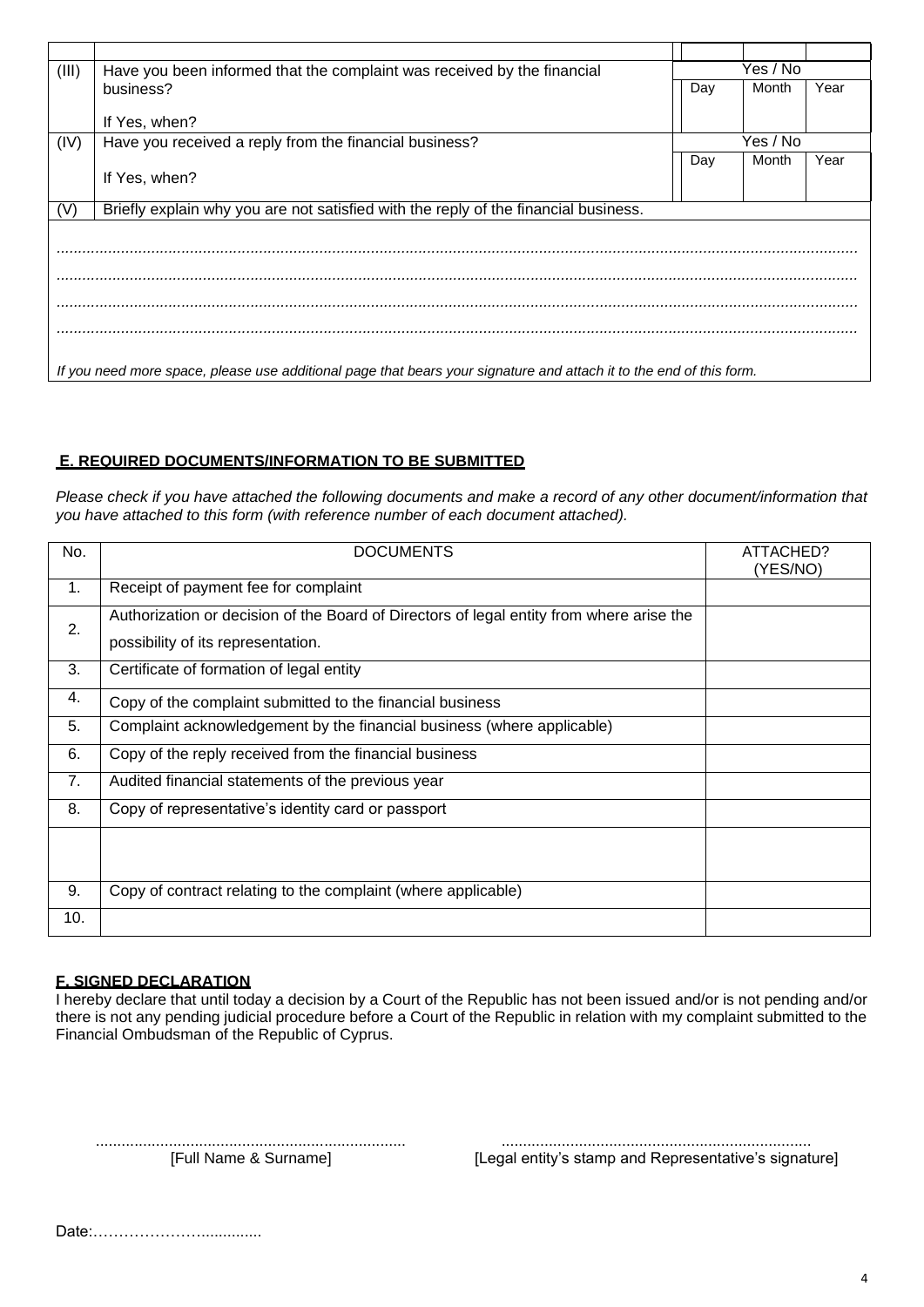| | | | | |
|---|---|---|---|---|
| (III) | Have you been informed that the complaint was received by the financial business?<br><br>If Yes, when? | Yes / No<br>Day | <br>Month | <br>Year |
| (IV) | Have you received a reply from the financial business?<br><br>If Yes, when? | Yes / No<br>Day | <br>Month | <br>Year |
| (V) | Briefly explain why you are not satisfied with the reply of the financial business. | | | |

.....................................................................................................................................................................

.....................................................................................................................................................................

.....................................................................................................................................................................

.....................................................................................................................................................................

*If you need more space, please use additional page that bears your signature and attach it to the end of this form.*

## E. REQUIRED DOCUMENTS/INFORMATION TO BE SUBMITTED

*Please check if you have attached the following documents and make a record of any other document/information that you have attached to this form (with reference number of each document attached).*

| No. | DOCUMENTS | ATTACHED? (YES/NO) |
|---|---|---|
| 1. | Receipt of payment fee for complaint | |
| 2. | Authorization or decision of the Board of Directors of legal entity from where arise the possibility of its representation. | |
| 3. | Certificate of formation of legal entity | |
| 4. | Copy of the complaint submitted to the financial business | |
| 5. | Complaint acknowledgement by the financial business (where applicable) | |
| 6. | Copy of the reply received from the financial business | |
| 7. | Audited financial statements of the previous year | |
| 8. | Copy of representative's identity card or passport | |
| | | |
| 9. | Copy of contract relating to the complaint (where applicable) | |
| 10. | | |

## F. SIGNED DECLARATION

I hereby declare that until today a decision by a Court of the Republic has not been issued and/or is not pending and/or there is not any pending judicial procedure before a Court of the Republic in relation with my complaint submitted to the Financial Ombudsman of the Republic of Cyprus.

........................................................................ [Full Name & Surname]

........................................................................ [Legal entity's stamp and Representative's signature]

Date:…………………..............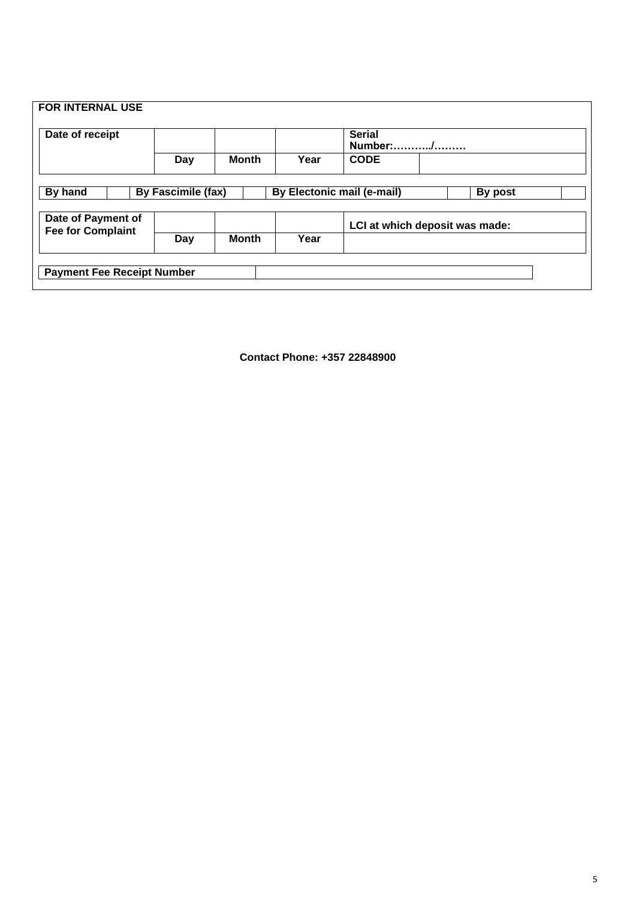**FOR INTERNAL USE**

| | | | | | |
|---|---|---|---|---|---|
| **Date of receipt** | | | | **Serial Number:………../………** | |
| | **Day** | **Month** | **Year** | **CODE** | |

| | | | | | | | |
|---|---|---|---|---|---|---|---|
| **By hand** | | **By Fascimile (fax)** | | **By Electonic mail (e-mail)** | | **By post** | |

| | | | | |
|---|---|---|---|---|
| **Date of Payment of Fee for Complaint** | | | | **LCI at which deposit was made:** |
| | **Day** | **Month** | **Year** | |

| | |
|---|---|
| **Payment Fee Receipt Number** | |

**Contact Phone: +357 22848900**